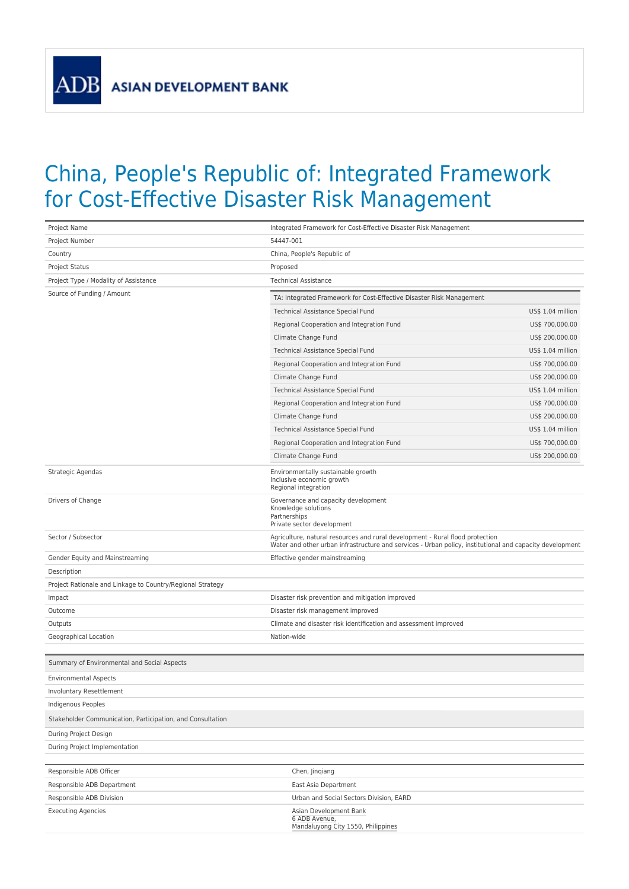ASIAN DEVELOPMENT BANK

# China, People's Republic of: Integrated Framework for Cost-Effective Disaster Risk Management

| | |
|---|---|
| Project Name | Integrated Framework for Cost-Effective Disaster Risk Management |
| Project Number | 54447-001 |
| Country | China, People's Republic of |
| Project Status | Proposed |
| Project Type / Modality of Assistance | Technical Assistance |
| Source of Funding / Amount | TA: Integrated Framework for Cost-Effective Disaster Risk Management<br>Technical Assistance Special Fund: US$ 1.04 million<br>Regional Cooperation and Integration Fund: US$ 700,000.00<br>Climate Change Fund: US$ 200,000.00<br>Technical Assistance Special Fund: US$ 1.04 million<br>Regional Cooperation and Integration Fund: US$ 700,000.00<br>Climate Change Fund: US$ 200,000.00<br>Technical Assistance Special Fund: US$ 1.04 million<br>Regional Cooperation and Integration Fund: US$ 700,000.00<br>Climate Change Fund: US$ 200,000.00<br>Technical Assistance Special Fund: US$ 1.04 million<br>Regional Cooperation and Integration Fund: US$ 700,000.00<br>Climate Change Fund: US$ 200,000.00 |
| Strategic Agendas | Environmentally sustainable growth<br>Inclusive economic growth<br>Regional integration |
| Drivers of Change | Governance and capacity development<br>Knowledge solutions<br>Partnerships<br>Private sector development |
| Sector / Subsector | Agriculture, natural resources and rural development - Rural flood protection<br>Water and other urban infrastructure and services - Urban policy, institutional and capacity development |
| Gender Equity and Mainstreaming | Effective gender mainstreaming |
| Description | |
| Project Rationale and Linkage to Country/Regional Strategy | |
| Impact | Disaster risk prevention and mitigation improved |
| Outcome | Disaster risk management improved |
| Outputs | Climate and disaster risk identification and assessment improved |
| Geographical Location | Nation-wide |

| Summary of Environmental and Social Aspects | |
|---|---|
| Environmental Aspects | |
| Involuntary Resettlement | |
| Indigenous Peoples | |
| **Stakeholder Communication, Participation, and Consultation** | |
| During Project Design | |
| During Project Implementation | |

| | |
|---|---|
| Responsible ADB Officer | Chen, Jinqiang |
| Responsible ADB Department | East Asia Department |
| Responsible ADB Division | Urban and Social Sectors Division, EARD |
| Executing Agencies | Asian Development Bank<br>6 ADB Avenue,<br>Mandaluyong City 1550, Philippines |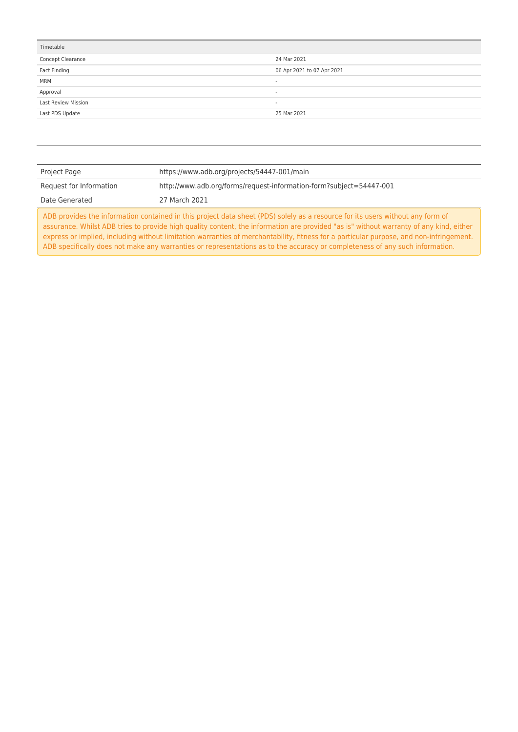| Timetable | |
|---|---|
| Concept Clearance | 24 Mar 2021 |
| Fact Finding | 06 Apr 2021 to 07 Apr 2021 |
| MRM | - |
| Approval | - |
| Last Review Mission | - |
| Last PDS Update | 25 Mar 2021 |

| | |
|---|---|
| Project Page | https://www.adb.org/projects/54447-001/main |
| Request for Information | http://www.adb.org/forms/request-information-form?subject=54447-001 |
| Date Generated | 27 March 2021 |

ADB provides the information contained in this project data sheet (PDS) solely as a resource for its users without any form of assurance. Whilst ADB tries to provide high quality content, the information are provided "as is" without warranty of any kind, either express or implied, including without limitation warranties of merchantability, fitness for a particular purpose, and non-infringement. ADB specifically does not make any warranties or representations as to the accuracy or completeness of any such information.